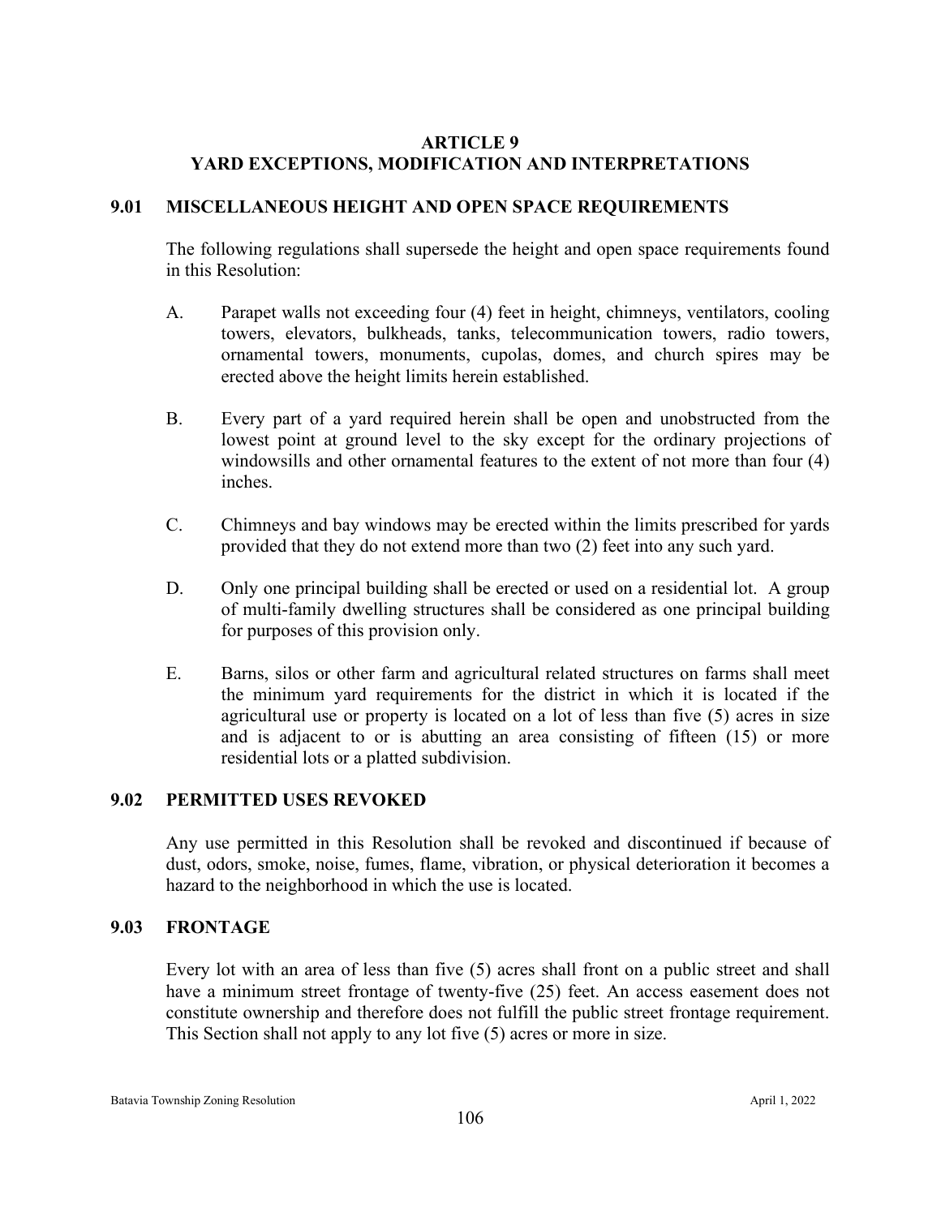# ARTICLE 9
# YARD EXCEPTIONS, MODIFICATION AND INTERPRETATIONS

## 9.01 MISCELLANEOUS HEIGHT AND OPEN SPACE REQUIREMENTS

The following regulations shall supersede the height and open space requirements found in this Resolution:

A. Parapet walls not exceeding four (4) feet in height, chimneys, ventilators, cooling towers, elevators, bulkheads, tanks, telecommunication towers, radio towers, ornamental towers, monuments, cupolas, domes, and church spires may be erected above the height limits herein established.

B. Every part of a yard required herein shall be open and unobstructed from the lowest point at ground level to the sky except for the ordinary projections of windowsills and other ornamental features to the extent of not more than four (4) inches.

C. Chimneys and bay windows may be erected within the limits prescribed for yards provided that they do not extend more than two (2) feet into any such yard.

D. Only one principal building shall be erected or used on a residential lot. A group of multi-family dwelling structures shall be considered as one principal building for purposes of this provision only.

E. Barns, silos or other farm and agricultural related structures on farms shall meet the minimum yard requirements for the district in which it is located if the agricultural use or property is located on a lot of less than five (5) acres in size and is adjacent to or is abutting an area consisting of fifteen (15) or more residential lots or a platted subdivision.

## 9.02 PERMITTED USES REVOKED

Any use permitted in this Resolution shall be revoked and discontinued if because of dust, odors, smoke, noise, fumes, flame, vibration, or physical deterioration it becomes a hazard to the neighborhood in which the use is located.

## 9.03 FRONTAGE

Every lot with an area of less than five (5) acres shall front on a public street and shall have a minimum street frontage of twenty-five (25) feet. An access easement does not constitute ownership and therefore does not fulfill the public street frontage requirement. This Section shall not apply to any lot five (5) acres or more in size.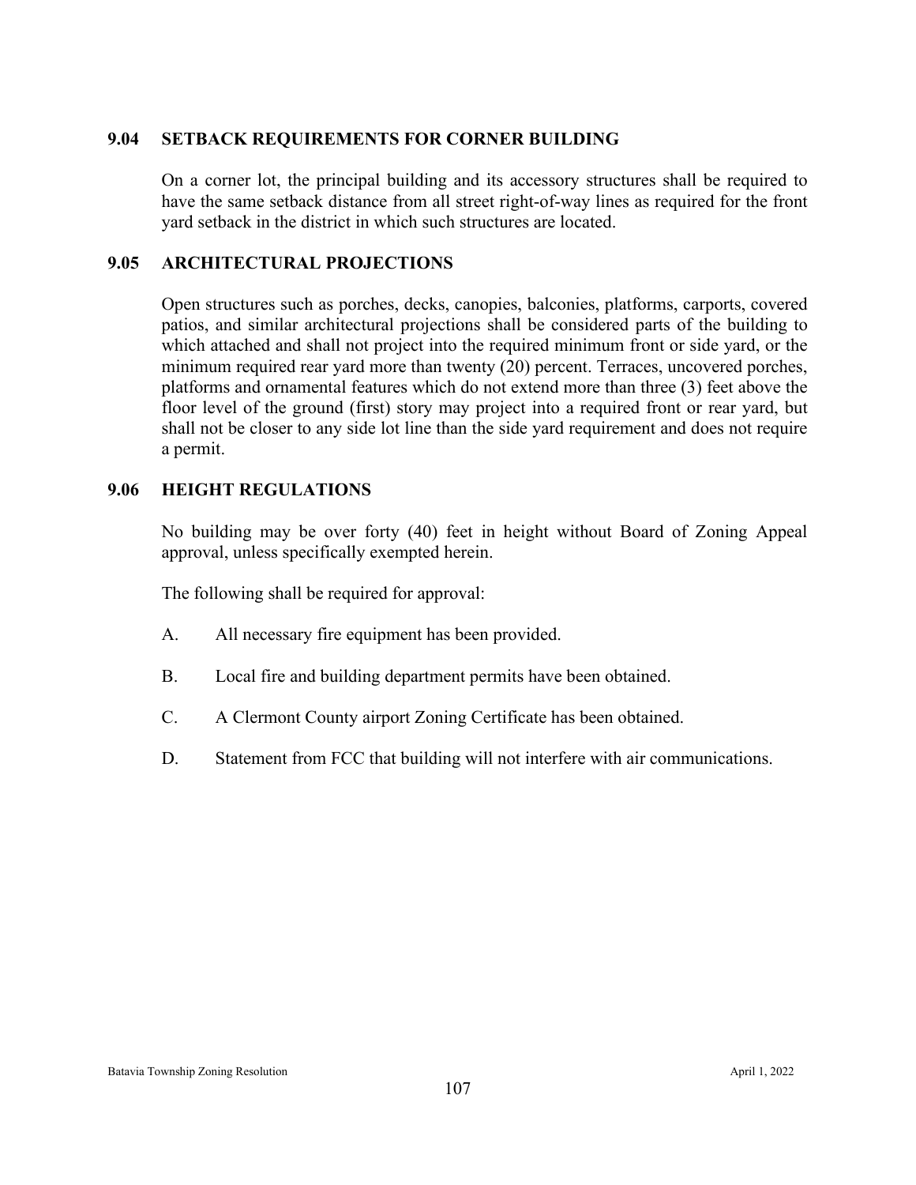### 9.04 SETBACK REQUIREMENTS FOR CORNER BUILDING

On a corner lot, the principal building and its accessory structures shall be required to have the same setback distance from all street right-of-way lines as required for the front yard setback in the district in which such structures are located.

### 9.05 ARCHITECTURAL PROJECTIONS

Open structures such as porches, decks, canopies, balconies, platforms, carports, covered patios, and similar architectural projections shall be considered parts of the building to which attached and shall not project into the required minimum front or side yard, or the minimum required rear yard more than twenty (20) percent. Terraces, uncovered porches, platforms and ornamental features which do not extend more than three (3) feet above the floor level of the ground (first) story may project into a required front or rear yard, but shall not be closer to any side lot line than the side yard requirement and does not require a permit.

### 9.06 HEIGHT REGULATIONS

No building may be over forty (40) feet in height without Board of Zoning Appeal approval, unless specifically exempted herein.

The following shall be required for approval:

A. All necessary fire equipment has been provided.

B. Local fire and building department permits have been obtained.

C. A Clermont County airport Zoning Certificate has been obtained.

D. Statement from FCC that building will not interfere with air communications.